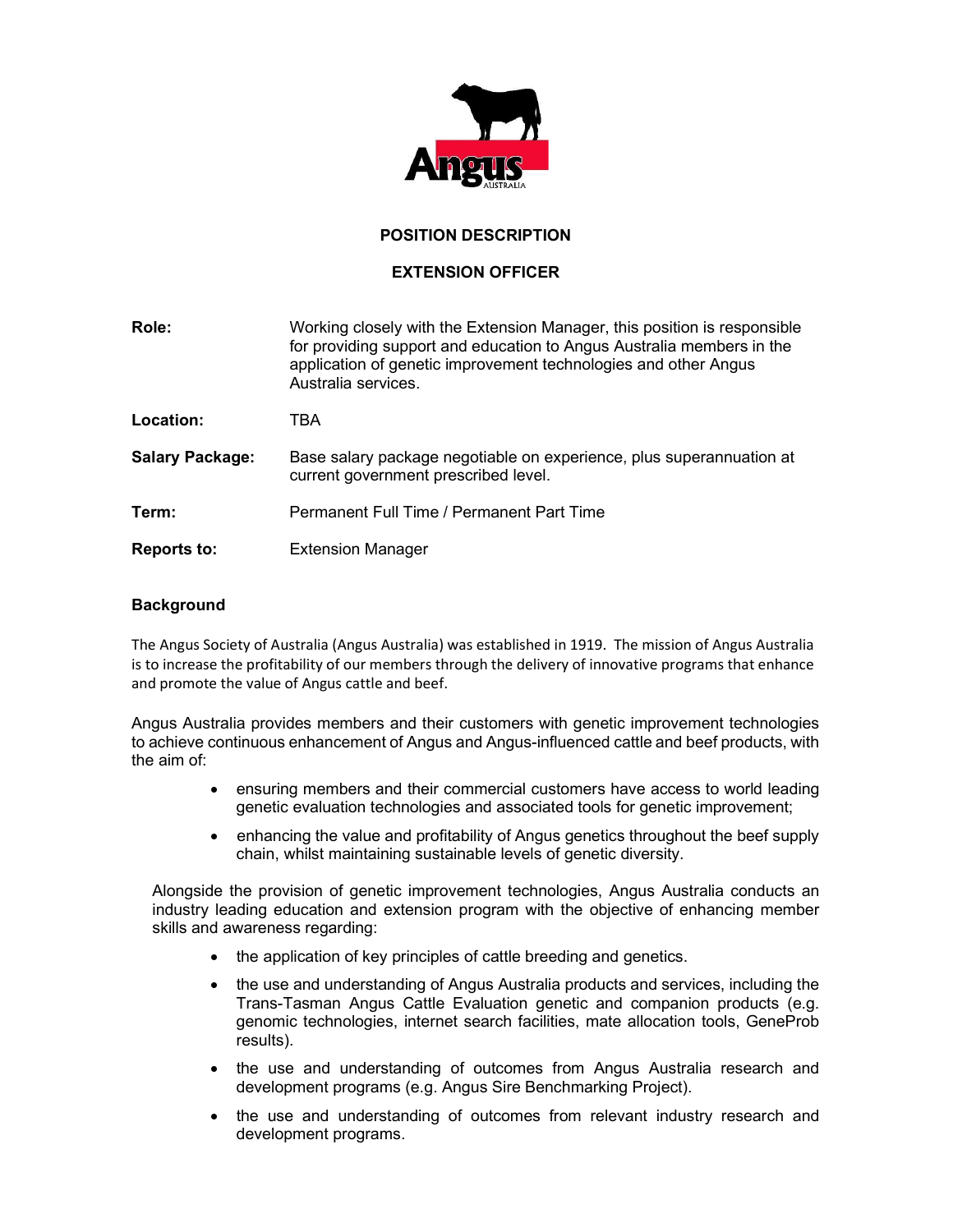# POSITION DESCRIPTION

## EXTENSION OFFICER

**Role:** Working closely with the Extension Manager, this position is responsible for providing support and education to Angus Australia members in the application of genetic improvement technologies and other Angus Australia services.

**Location:** TBA

**Salary Package:** Base salary package negotiable on experience, plus superannuation at current government prescribed level.

**Term:** Permanent Full Time / Permanent Part Time

**Reports to:** Extension Manager

### Background

The Angus Society of Australia (Angus Australia) was established in 1919. The mission of Angus Australia is to increase the profitability of our members through the delivery of innovative programs that enhance and promote the value of Angus cattle and beef.

Angus Australia provides members and their customers with genetic improvement technologies to achieve continuous enhancement of Angus and Angus-influenced cattle and beef products, with the aim of:

- ensuring members and their commercial customers have access to world leading genetic evaluation technologies and associated tools for genetic improvement;
- enhancing the value and profitability of Angus genetics throughout the beef supply chain, whilst maintaining sustainable levels of genetic diversity.

Alongside the provision of genetic improvement technologies, Angus Australia conducts an industry leading education and extension program with the objective of enhancing member skills and awareness regarding:

- the application of key principles of cattle breeding and genetics.
- the use and understanding of Angus Australia products and services, including the Trans-Tasman Angus Cattle Evaluation genetic and companion products (e.g. genomic technologies, internet search facilities, mate allocation tools, GeneProb results).
- the use and understanding of outcomes from Angus Australia research and development programs (e.g. Angus Sire Benchmarking Project).
- the use and understanding of outcomes from relevant industry research and development programs.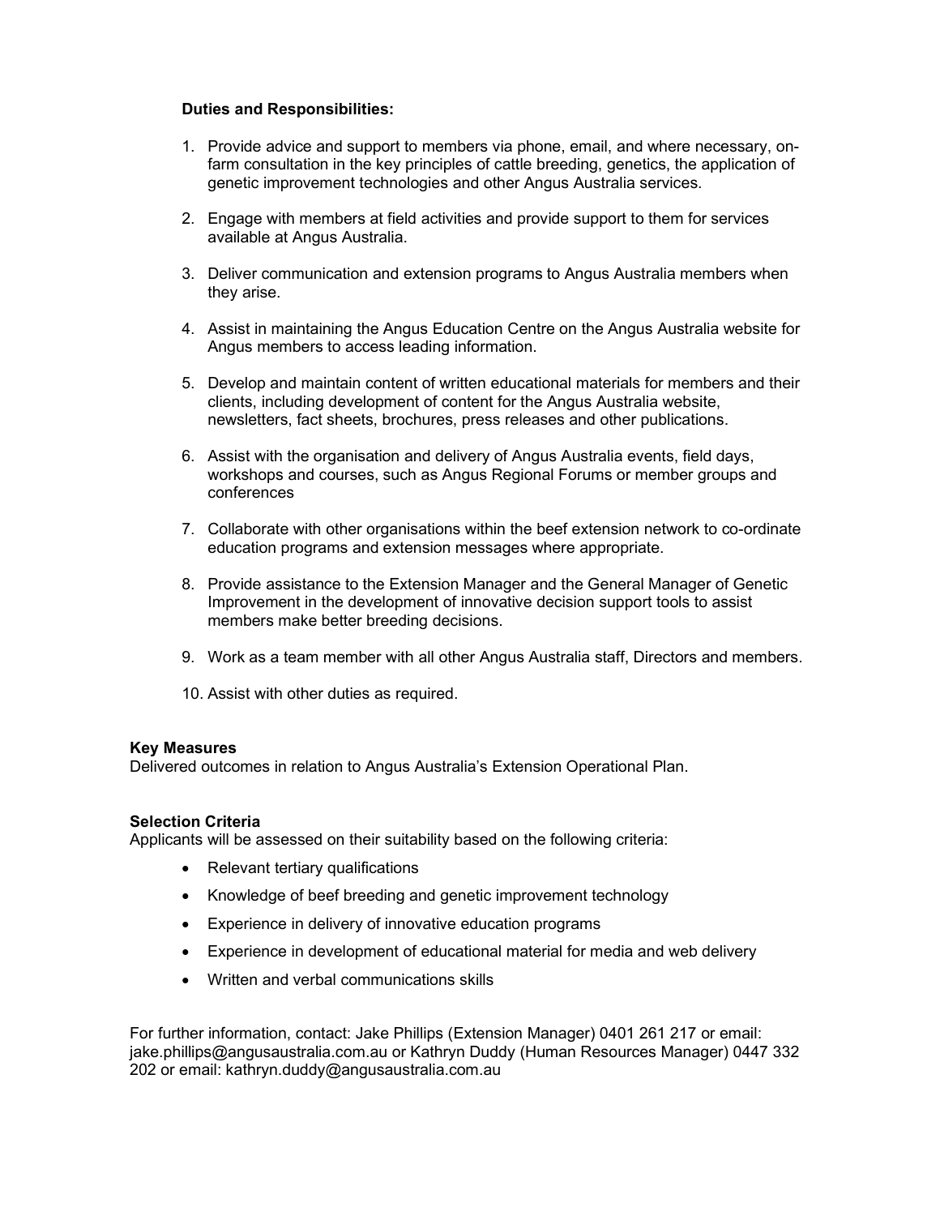**Duties and Responsibilities:**

1. Provide advice and support to members via phone, email, and where necessary, on-farm consultation in the key principles of cattle breeding, genetics, the application of genetic improvement technologies and other Angus Australia services.

2. Engage with members at field activities and provide support to them for services available at Angus Australia.

3. Deliver communication and extension programs to Angus Australia members when they arise.

4. Assist in maintaining the Angus Education Centre on the Angus Australia website for Angus members to access leading information.

5. Develop and maintain content of written educational materials for members and their clients, including development of content for the Angus Australia website, newsletters, fact sheets, brochures, press releases and other publications.

6. Assist with the organisation and delivery of Angus Australia events, field days, workshops and courses, such as Angus Regional Forums or member groups and conferences

7. Collaborate with other organisations within the beef extension network to co-ordinate education programs and extension messages where appropriate.

8. Provide assistance to the Extension Manager and the General Manager of Genetic Improvement in the development of innovative decision support tools to assist members make better breeding decisions.

9. Work as a team member with all other Angus Australia staff, Directors and members.

10. Assist with other duties as required.

**Key Measures**

Delivered outcomes in relation to Angus Australia's Extension Operational Plan.

**Selection Criteria**

Applicants will be assessed on their suitability based on the following criteria:

- Relevant tertiary qualifications
- Knowledge of beef breeding and genetic improvement technology
- Experience in delivery of innovative education programs
- Experience in development of educational material for media and web delivery
- Written and verbal communications skills

For further information, contact: Jake Phillips (Extension Manager) 0401 261 217 or email: jake.phillips@angusaustralia.com.au or Kathryn Duddy (Human Resources Manager) 0447 332 202 or email: kathryn.duddy@angusaustralia.com.au